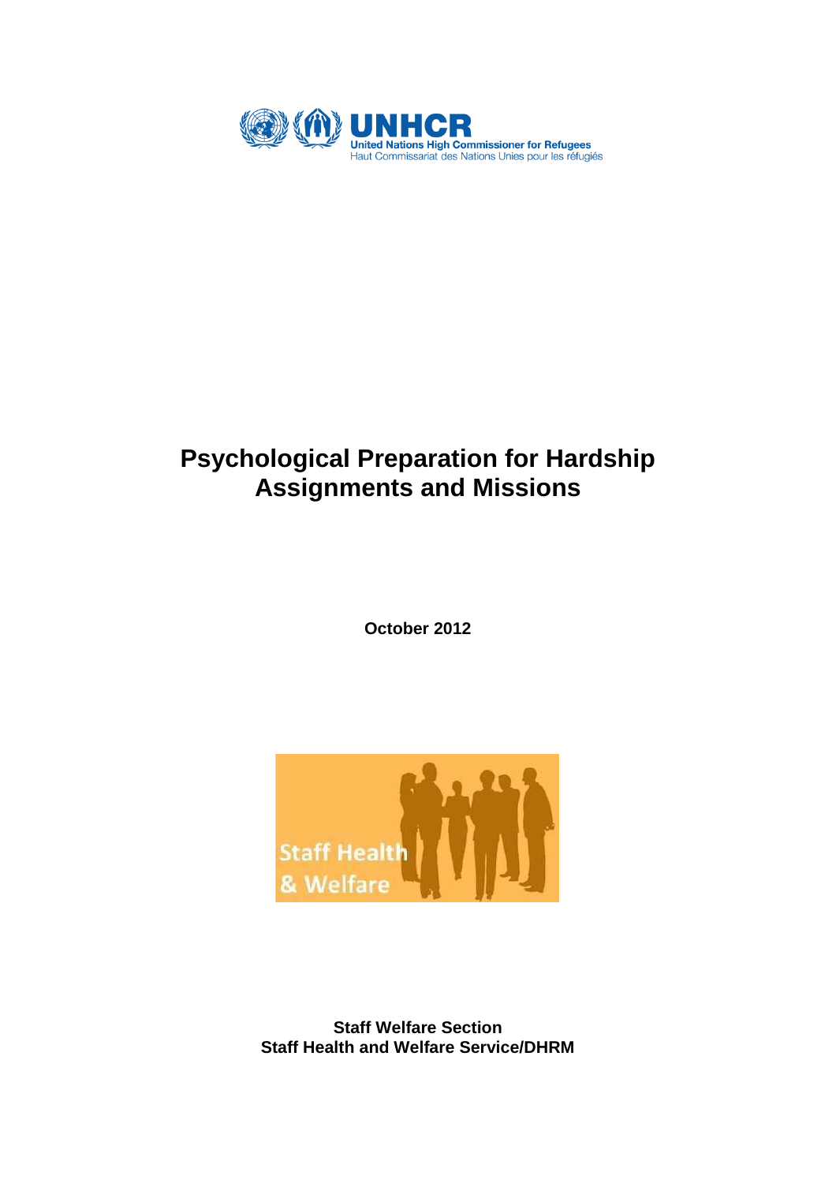UNHCR
United Nations High Commissioner for Refugees
Haut Commissariat des Nations Unies pour les réfugiés

# Psychological Preparation for Hardship Assignments and Missions

**October 2012**

Staff Health & Welfare

**Staff Welfare Section**
**Staff Health and Welfare Service/DHRM**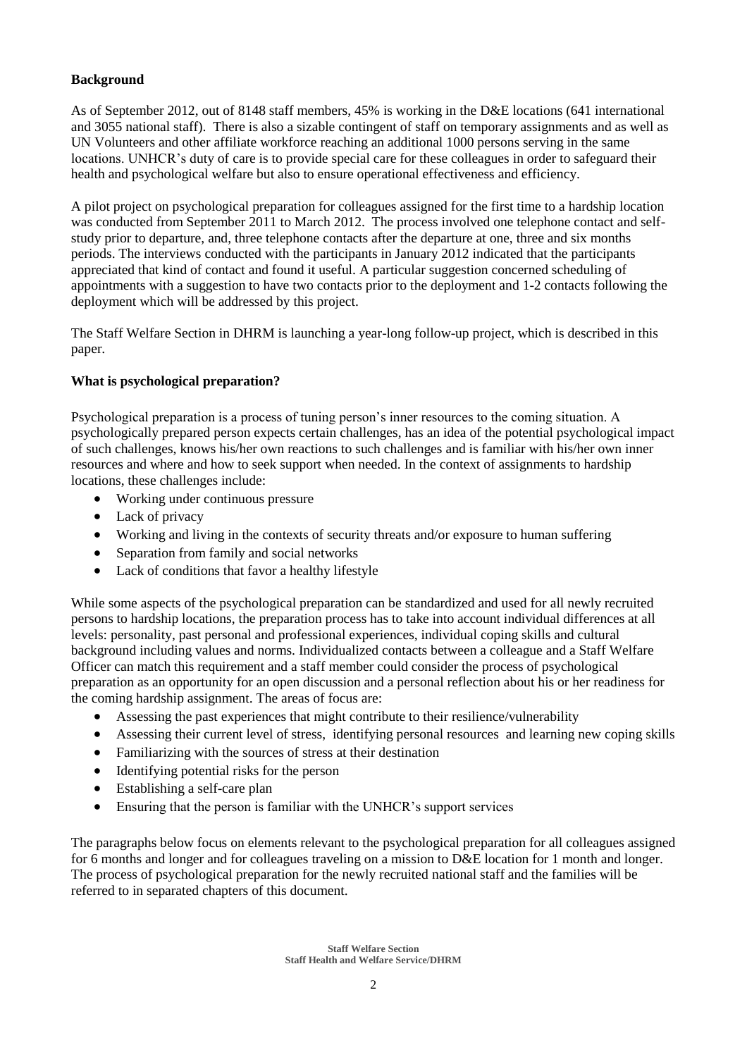**Background**

As of September 2012, out of 8148 staff members, 45% is working in the D&E locations (641 international and 3055 national staff). There is also a sizable contingent of staff on temporary assignments and as well as UN Volunteers and other affiliate workforce reaching an additional 1000 persons serving in the same locations. UNHCR's duty of care is to provide special care for these colleagues in order to safeguard their health and psychological welfare but also to ensure operational effectiveness and efficiency.

A pilot project on psychological preparation for colleagues assigned for the first time to a hardship location was conducted from September 2011 to March 2012. The process involved one telephone contact and self-study prior to departure, and, three telephone contacts after the departure at one, three and six months periods. The interviews conducted with the participants in January 2012 indicated that the participants appreciated that kind of contact and found it useful. A particular suggestion concerned scheduling of appointments with a suggestion to have two contacts prior to the deployment and 1-2 contacts following the deployment which will be addressed by this project.

The Staff Welfare Section in DHRM is launching a year-long follow-up project, which is described in this paper.

**What is psychological preparation?**

Psychological preparation is a process of tuning person's inner resources to the coming situation. A psychologically prepared person expects certain challenges, has an idea of the potential psychological impact of such challenges, knows his/her own reactions to such challenges and is familiar with his/her own inner resources and where and how to seek support when needed. In the context of assignments to hardship locations, these challenges include:

- Working under continuous pressure
- Lack of privacy
- Working and living in the contexts of security threats and/or exposure to human suffering
- Separation from family and social networks
- Lack of conditions that favor a healthy lifestyle

While some aspects of the psychological preparation can be standardized and used for all newly recruited persons to hardship locations, the preparation process has to take into account individual differences at all levels: personality, past personal and professional experiences, individual coping skills and cultural background including values and norms. Individualized contacts between a colleague and a Staff Welfare Officer can match this requirement and a staff member could consider the process of psychological preparation as an opportunity for an open discussion and a personal reflection about his or her readiness for the coming hardship assignment. The areas of focus are:

- Assessing the past experiences that might contribute to their resilience/vulnerability
- Assessing their current level of stress, identifying personal resources and learning new coping skills
- Familiarizing with the sources of stress at their destination
- Identifying potential risks for the person
- Establishing a self-care plan
- Ensuring that the person is familiar with the UNHCR's support services

The paragraphs below focus on elements relevant to the psychological preparation for all colleagues assigned for 6 months and longer and for colleagues traveling on a mission to D&E location for 1 month and longer. The process of psychological preparation for the newly recruited national staff and the families will be referred to in separated chapters of this document.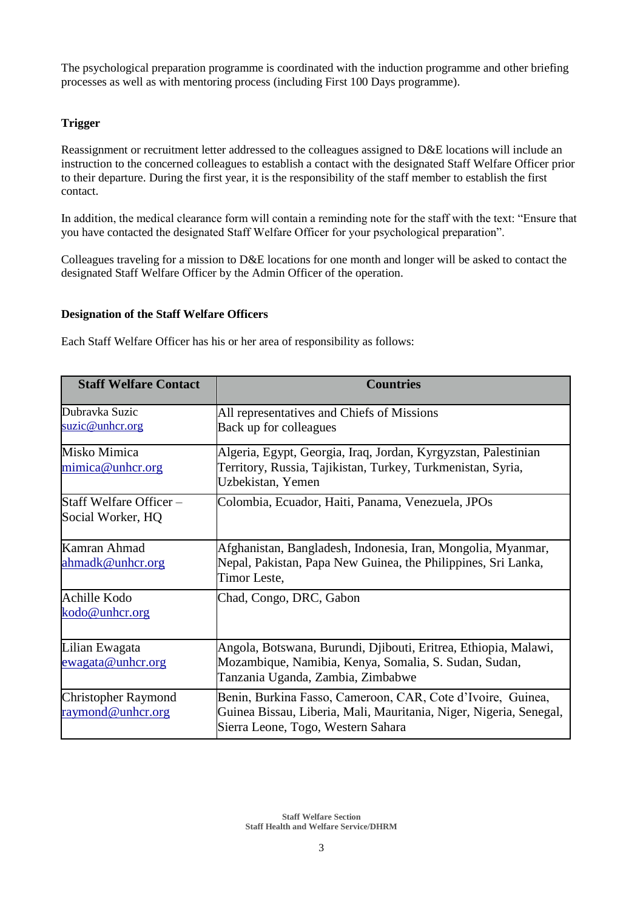The psychological preparation programme is coordinated with the induction programme and other briefing processes as well as with mentoring process (including First 100 Days programme).

**Trigger**

Reassignment or recruitment letter addressed to the colleagues assigned to D&E locations will include an instruction to the concerned colleagues to establish a contact with the designated Staff Welfare Officer prior to their departure. During the first year, it is the responsibility of the staff member to establish the first contact.

In addition, the medical clearance form will contain a reminding note for the staff with the text: "Ensure that you have contacted the designated Staff Welfare Officer for your psychological preparation".

Colleagues traveling for a mission to D&E locations for one month and longer will be asked to contact the designated Staff Welfare Officer by the Admin Officer of the operation.

**Designation of the Staff Welfare Officers**

Each Staff Welfare Officer has his or her area of responsibility as follows:

| Staff Welfare Contact | Countries |
|---|---|
| Dubravka Suzic<br>suzic@unhcr.org | All representatives and Chiefs of Missions<br>Back up for colleagues |
| Misko Mimica<br>mimica@unhcr.org | Algeria, Egypt, Georgia, Iraq, Jordan, Kyrgyzstan, Palestinian Territory, Russia, Tajikistan, Turkey, Turkmenistan, Syria, Uzbekistan, Yemen |
| Staff Welfare Officer – Social Worker, HQ | Colombia, Ecuador, Haiti, Panama, Venezuela, JPOs |
| Kamran Ahmad<br>ahmadk@unhcr.org | Afghanistan, Bangladesh, Indonesia, Iran, Mongolia, Myanmar, Nepal, Pakistan, Papa New Guinea, the Philippines, Sri Lanka, Timor Leste, |
| Achille Kodo<br>kodo@unhcr.org | Chad, Congo, DRC, Gabon |
| Lilian Ewagata<br>ewagata@unhcr.org | Angola, Botswana, Burundi, Djibouti, Eritrea, Ethiopia, Malawi, Mozambique, Namibia, Kenya, Somalia, S. Sudan, Sudan, Tanzania Uganda, Zambia, Zimbabwe |
| Christopher Raymond<br>raymond@unhcr.org | Benin, Burkina Fasso, Cameroon, CAR, Cote d'Ivoire, Guinea, Guinea Bissau, Liberia, Mali, Mauritania, Niger, Nigeria, Senegal, Sierra Leone, Togo, Western Sahara |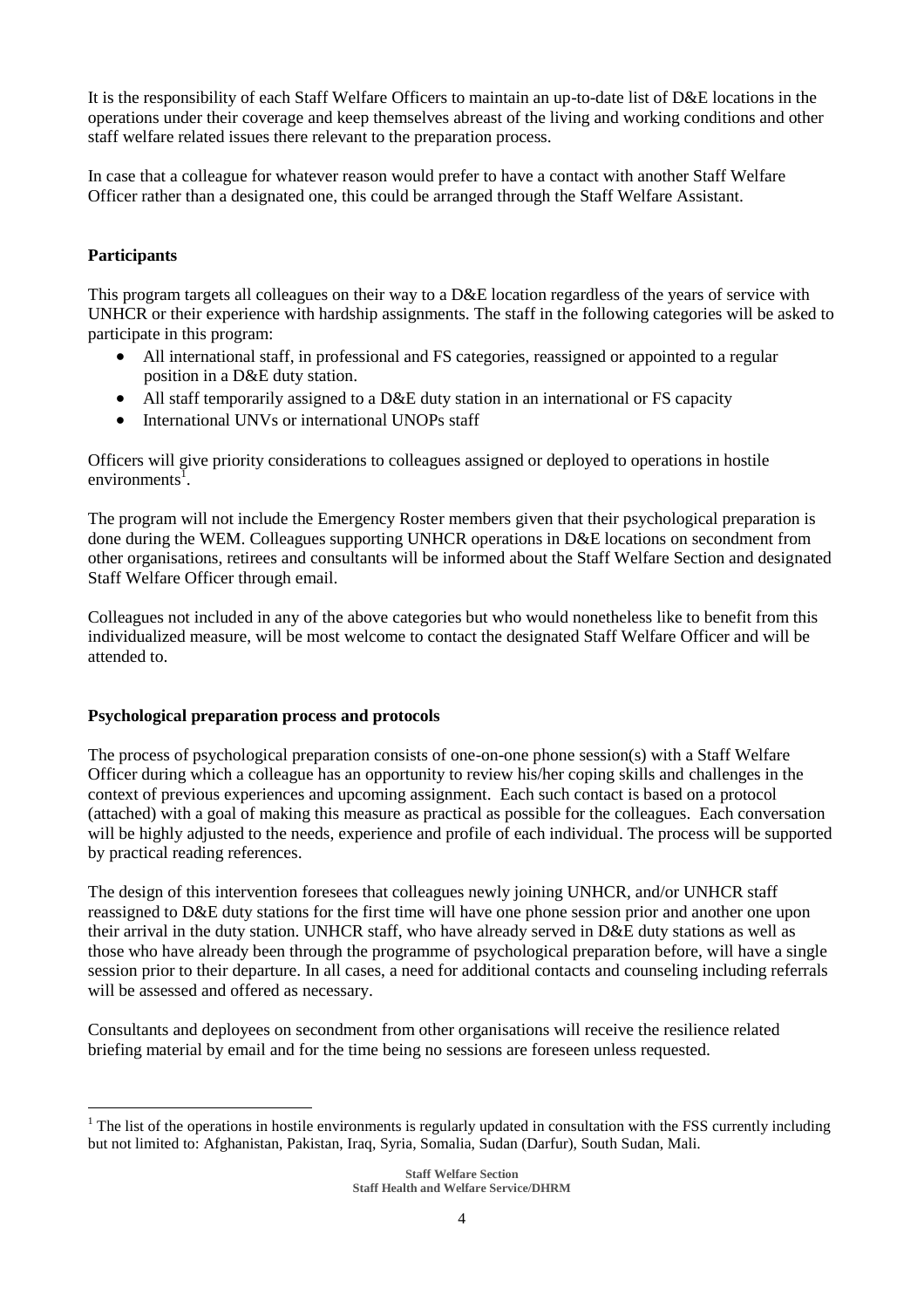It is the responsibility of each Staff Welfare Officers to maintain an up-to-date list of D&E locations in the operations under their coverage and keep themselves abreast of the living and working conditions and other staff welfare related issues there relevant to the preparation process.

In case that a colleague for whatever reason would prefer to have a contact with another Staff Welfare Officer rather than a designated one, this could be arranged through the Staff Welfare Assistant.

**Participants**

This program targets all colleagues on their way to a D&E location regardless of the years of service with UNHCR or their experience with hardship assignments. The staff in the following categories will be asked to participate in this program:

- All international staff, in professional and FS categories, reassigned or appointed to a regular position in a D&E duty station.
- All staff temporarily assigned to a D&E duty station in an international or FS capacity
- International UNVs or international UNOPs staff

Officers will give priority considerations to colleagues assigned or deployed to operations in hostile environments[1].

The program will not include the Emergency Roster members given that their psychological preparation is done during the WEM. Colleagues supporting UNHCR operations in D&E locations on secondment from other organisations, retirees and consultants will be informed about the Staff Welfare Section and designated Staff Welfare Officer through email.

Colleagues not included in any of the above categories but who would nonetheless like to benefit from this individualized measure, will be most welcome to contact the designated Staff Welfare Officer and will be attended to.

**Psychological preparation process and protocols**

The process of psychological preparation consists of one-on-one phone session(s) with a Staff Welfare Officer during which a colleague has an opportunity to review his/her coping skills and challenges in the context of previous experiences and upcoming assignment. Each such contact is based on a protocol (attached) with a goal of making this measure as practical as possible for the colleagues. Each conversation will be highly adjusted to the needs, experience and profile of each individual. The process will be supported by practical reading references.

The design of this intervention foresees that colleagues newly joining UNHCR, and/or UNHCR staff reassigned to D&E duty stations for the first time will have one phone session prior and another one upon their arrival in the duty station. UNHCR staff, who have already served in D&E duty stations as well as those who have already been through the programme of psychological preparation before, will have a single session prior to their departure. In all cases, a need for additional contacts and counseling including referrals will be assessed and offered as necessary.

Consultants and deployees on secondment from other organisations will receive the resilience related briefing material by email and for the time being no sessions are foreseen unless requested.

[1] The list of the operations in hostile environments is regularly updated in consultation with the FSS currently including but not limited to: Afghanistan, Pakistan, Iraq, Syria, Somalia, Sudan (Darfur), South Sudan, Mali.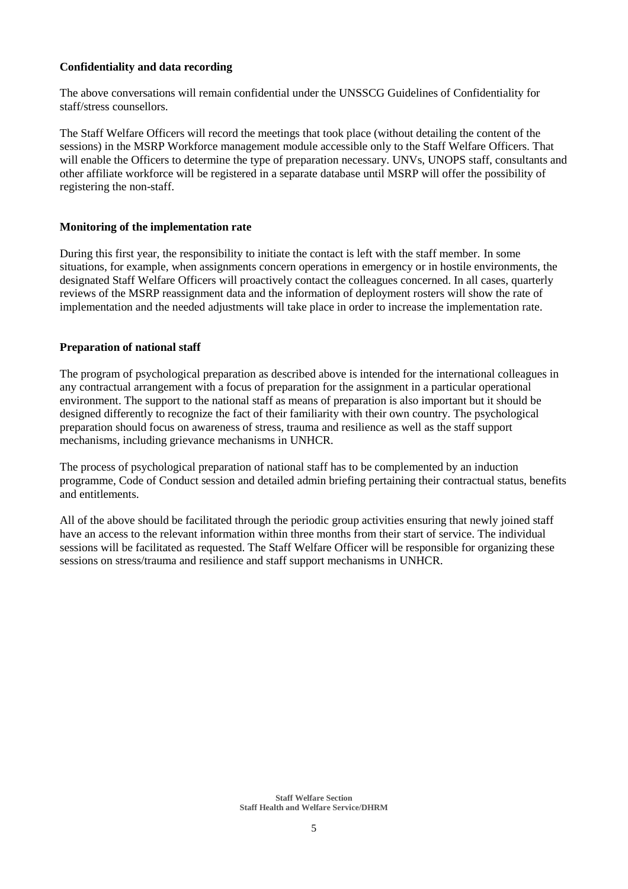**Confidentiality and data recording**

The above conversations will remain confidential under the UNSSCG Guidelines of Confidentiality for staff/stress counsellors.

The Staff Welfare Officers will record the meetings that took place (without detailing the content of the sessions) in the MSRP Workforce management module accessible only to the Staff Welfare Officers. That will enable the Officers to determine the type of preparation necessary. UNVs, UNOPS staff, consultants and other affiliate workforce will be registered in a separate database until MSRP will offer the possibility of registering the non-staff.

**Monitoring of the implementation rate**

During this first year, the responsibility to initiate the contact is left with the staff member. In some situations, for example, when assignments concern operations in emergency or in hostile environments, the designated Staff Welfare Officers will proactively contact the colleagues concerned. In all cases, quarterly reviews of the MSRP reassignment data and the information of deployment rosters will show the rate of implementation and the needed adjustments will take place in order to increase the implementation rate.

**Preparation of national staff**

The program of psychological preparation as described above is intended for the international colleagues in any contractual arrangement with a focus of preparation for the assignment in a particular operational environment. The support to the national staff as means of preparation is also important but it should be designed differently to recognize the fact of their familiarity with their own country. The psychological preparation should focus on awareness of stress, trauma and resilience as well as the staff support mechanisms, including grievance mechanisms in UNHCR.

The process of psychological preparation of national staff has to be complemented by an induction programme, Code of Conduct session and detailed admin briefing pertaining their contractual status, benefits and entitlements.

All of the above should be facilitated through the periodic group activities ensuring that newly joined staff have an access to the relevant information within three months from their start of service. The individual sessions will be facilitated as requested. The Staff Welfare Officer will be responsible for organizing these sessions on stress/trauma and resilience and staff support mechanisms in UNHCR.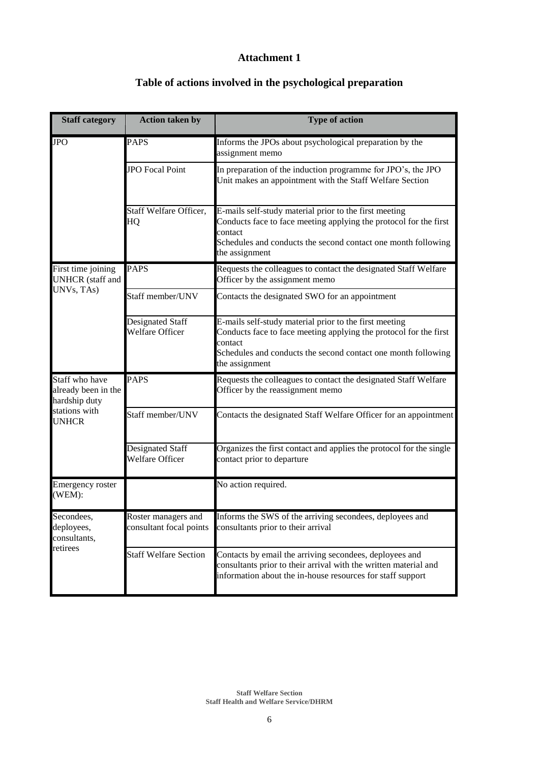# Attachment 1

## Table of actions involved in the psychological preparation

| Staff category | Action taken by | Type of action |
|---|---|---|
| JPO | PAPS | Informs the JPOs about psychological preparation by the assignment memo |
| | JPO Focal Point | In preparation of the induction programme for JPO's, the JPO Unit makes an appointment with the Staff Welfare Section |
| | Staff Welfare Officer, HQ | E-mails self-study material prior to the first meeting<br>Conducts face to face meeting applying the protocol for the first contact<br>Schedules and conducts the second contact one month following the assignment |
| First time joining UNHCR (staff and UNVs, TAs) | PAPS | Requests the colleagues to contact the designated Staff Welfare Officer by the assignment memo |
| | Staff member/UNV | Contacts the designated SWO for an appointment |
| | Designated Staff Welfare Officer | E-mails self-study material prior to the first meeting<br>Conducts face to face meeting applying the protocol for the first contact<br>Schedules and conducts the second contact one month following the assignment |
| Staff who have already been in the hardship duty stations with UNHCR | PAPS | Requests the colleagues to contact the designated Staff Welfare Officer by the reassignment memo |
| | Staff member/UNV | Contacts the designated Staff Welfare Officer for an appointment |
| | Designated Staff Welfare Officer | Organizes the first contact and applies the protocol for the single contact prior to departure |
| Emergency roster (WEM): | | No action required. |
| Secondees, deployees, consultants, retirees | Roster managers and consultant focal points | Informs the SWS of the arriving secondees, deployees and consultants prior to their arrival |
| | Staff Welfare Section | Contacts by email the arriving secondees, deployees and consultants prior to their arrival with the written material and information about the in-house resources for staff support |

**Staff Welfare Section**
**Staff Health and Welfare Service/DHRM**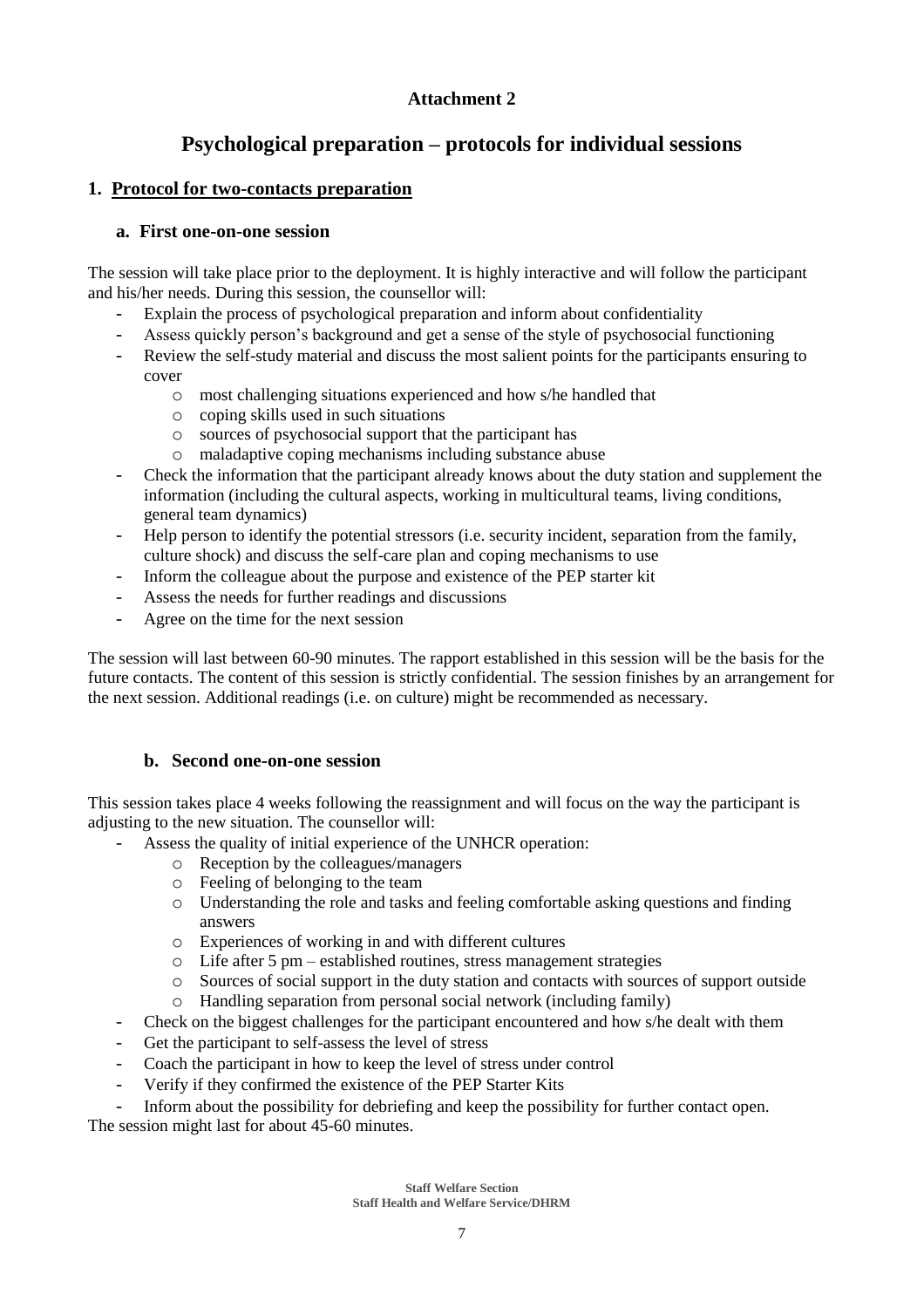**Attachment 2**

# Psychological preparation – protocols for individual sessions

## 1. Protocol for two-contacts preparation

### a. First one-on-one session

The session will take place prior to the deployment. It is highly interactive and will follow the participant and his/her needs. During this session, the counsellor will:

- Explain the process of psychological preparation and inform about confidentiality
- Assess quickly person's background and get a sense of the style of psychosocial functioning
- Review the self-study material and discuss the most salient points for the participants ensuring to cover
  - most challenging situations experienced and how s/he handled that
  - coping skills used in such situations
  - sources of psychosocial support that the participant has
  - maladaptive coping mechanisms including substance abuse
- Check the information that the participant already knows about the duty station and supplement the information (including the cultural aspects, working in multicultural teams, living conditions, general team dynamics)
- Help person to identify the potential stressors (i.e. security incident, separation from the family, culture shock) and discuss the self-care plan and coping mechanisms to use
- Inform the colleague about the purpose and existence of the PEP starter kit
- Assess the needs for further readings and discussions
- Agree on the time for the next session

The session will last between 60-90 minutes. The rapport established in this session will be the basis for the future contacts. The content of this session is strictly confidential. The session finishes by an arrangement for the next session. Additional readings (i.e. on culture) might be recommended as necessary.

### b. Second one-on-one session

This session takes place 4 weeks following the reassignment and will focus on the way the participant is adjusting to the new situation. The counsellor will:

- Assess the quality of initial experience of the UNHCR operation:
  - Reception by the colleagues/managers
  - Feeling of belonging to the team
  - Understanding the role and tasks and feeling comfortable asking questions and finding answers
  - Experiences of working in and with different cultures
  - Life after 5 pm – established routines, stress management strategies
  - Sources of social support in the duty station and contacts with sources of support outside
  - Handling separation from personal social network (including family)
- Check on the biggest challenges for the participant encountered and how s/he dealt with them
- Get the participant to self-assess the level of stress
- Coach the participant in how to keep the level of stress under control
- Verify if they confirmed the existence of the PEP Starter Kits
- Inform about the possibility for debriefing and keep the possibility for further contact open.

The session might last for about 45-60 minutes.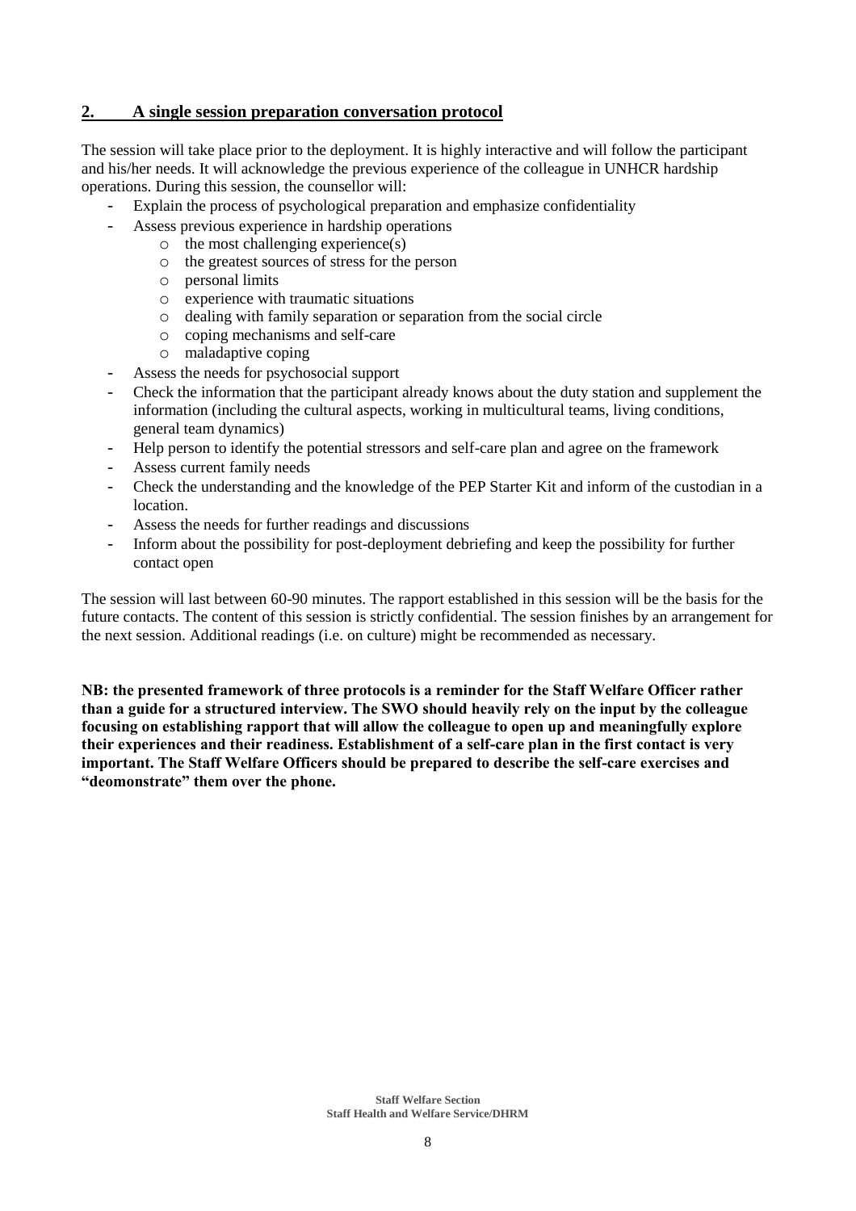## 2. A single session preparation conversation protocol

The session will take place prior to the deployment. It is highly interactive and will follow the participant and his/her needs. It will acknowledge the previous experience of the colleague in UNHCR hardship operations. During this session, the counsellor will:

- Explain the process of psychological preparation and emphasize confidentiality
- Assess previous experience in hardship operations
  - the most challenging experience(s)
  - the greatest sources of stress for the person
  - personal limits
  - experience with traumatic situations
  - dealing with family separation or separation from the social circle
  - coping mechanisms and self-care
  - maladaptive coping
- Assess the needs for psychosocial support
- Check the information that the participant already knows about the duty station and supplement the information (including the cultural aspects, working in multicultural teams, living conditions, general team dynamics)
- Help person to identify the potential stressors and self-care plan and agree on the framework
- Assess current family needs
- Check the understanding and the knowledge of the PEP Starter Kit and inform of the custodian in a location.
- Assess the needs for further readings and discussions
- Inform about the possibility for post-deployment debriefing and keep the possibility for further contact open

The session will last between 60-90 minutes. The rapport established in this session will be the basis for the future contacts. The content of this session is strictly confidential. The session finishes by an arrangement for the next session. Additional readings (i.e. on culture) might be recommended as necessary.

**NB: the presented framework of three protocols is a reminder for the Staff Welfare Officer rather than a guide for a structured interview. The SWO should heavily rely on the input by the colleague focusing on establishing rapport that will allow the colleague to open up and meaningfully explore their experiences and their readiness. Establishment of a self-care plan in the first contact is very important. The Staff Welfare Officers should be prepared to describe the self-care exercises and "deomonstrate" them over the phone.**